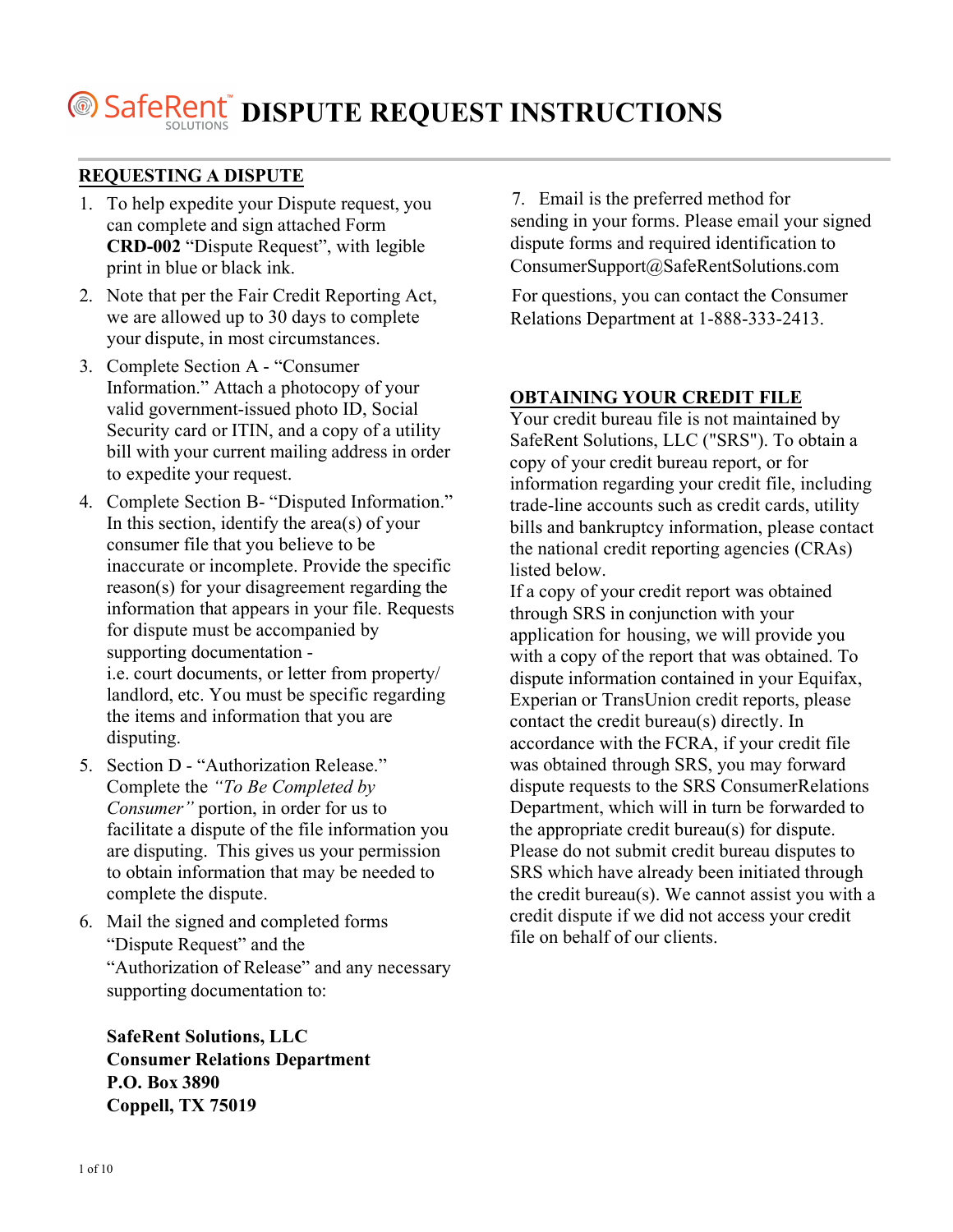# SafeRent SOLUTIONS DISPUTE REQUEST INSTRUCTIONS

## REQUESTING A DISPUTE

1. To help expedite your Dispute request, you can complete and sign attached Form **CRD-002** "Dispute Request", with legible print in blue or black ink.
2. Note that per the Fair Credit Reporting Act, we are allowed up to 30 days to complete your dispute, in most circumstances.
3. Complete Section A - "Consumer Information." Attach a photocopy of your valid government-issued photo ID, Social Security card or ITIN, and a copy of a utility bill with your current mailing address in order to expedite your request.
4. Complete Section B- "Disputed Information." In this section, identify the area(s) of your consumer file that you believe to be inaccurate or incomplete. Provide the specific reason(s) for your disagreement regarding the information that appears in your file. Requests for dispute must be accompanied by supporting documentation - i.e. court documents, or letter from property/ landlord, etc. You must be specific regarding the items and information that you are disputing.
5. Section D - "Authorization Release." Complete the *"To Be Completed by Consumer"* portion, in order for us to facilitate a dispute of the file information you are disputing. This gives us your permission to obtain information that may be needed to complete the dispute.
6. Mail the signed and completed forms "Dispute Request" and the "Authorization of Release" and any necessary supporting documentation to:

   **SafeRent Solutions, LLC**
   **Consumer Relations Department**
   **P.O. Box 3890**
   **Coppell, TX 75019**

7. Email is the preferred method for sending in your forms. Please email your signed dispute forms and required identification to ConsumerSupport@SafeRentSolutions.com

For questions, you can contact the Consumer Relations Department at 1-888-333-2413.

## OBTAINING YOUR CREDIT FILE

Your credit bureau file is not maintained by SafeRent Solutions, LLC ("SRS"). To obtain a copy of your credit bureau report, or for information regarding your credit file, including trade-line accounts such as credit cards, utility bills and bankruptcy information, please contact the national credit reporting agencies (CRAs) listed below.

If a copy of your credit report was obtained through SRS in conjunction with your application for housing, we will provide you with a copy of the report that was obtained. To dispute information contained in your Equifax, Experian or TransUnion credit reports, please contact the credit bureau(s) directly. In accordance with the FCRA, if your credit file was obtained through SRS, you may forward dispute requests to the SRS ConsumerRelations Department, which will in turn be forwarded to the appropriate credit bureau(s) for dispute. Please do not submit credit bureau disputes to SRS which have already been initiated through the credit bureau(s). We cannot assist you with a credit dispute if we did not access your credit file on behalf of our clients.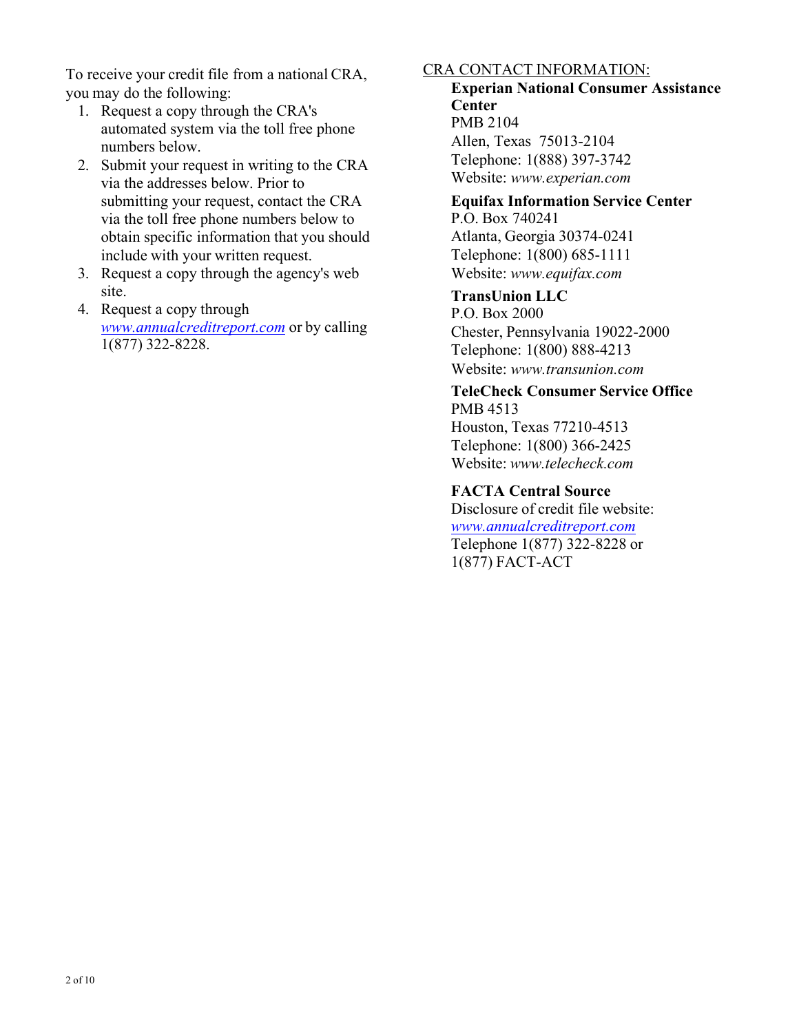To receive your credit file from a national CRA, you may do the following:

1. Request a copy through the CRA's automated system via the toll free phone numbers below.
2. Submit your request in writing to the CRA via the addresses below. Prior to submitting your request, contact the CRA via the toll free phone numbers below to obtain specific information that you should include with your written request.
3. Request a copy through the agency's web site.
4. Request a copy through [www.annualcreditreport.com](http://www.annualcreditreport.com) or by calling 1(877) 322-8228.

CRA CONTACT INFORMATION:

**Experian National Consumer Assistance Center**
PMB 2104
Allen, Texas 75013-2104
Telephone: 1(888) 397-3742
Website: *www.experian.com*

**Equifax Information Service Center**
P.O. Box 740241
Atlanta, Georgia 30374-0241
Telephone: 1(800) 685-1111
Website: *www.equifax.com*

**TransUnion LLC**
P.O. Box 2000
Chester, Pennsylvania 19022-2000
Telephone: 1(800) 888-4213
Website: *www.transunion.com*

**TeleCheck Consumer Service Office**
PMB 4513
Houston, Texas 77210-4513
Telephone: 1(800) 366-2425
Website: *www.telecheck.com*

**FACTA Central Source**
Disclosure of credit file website:
[www.annualcreditreport.com](http://www.annualcreditreport.com)
Telephone 1(877) 322-8228 or
1(877) FACT-ACT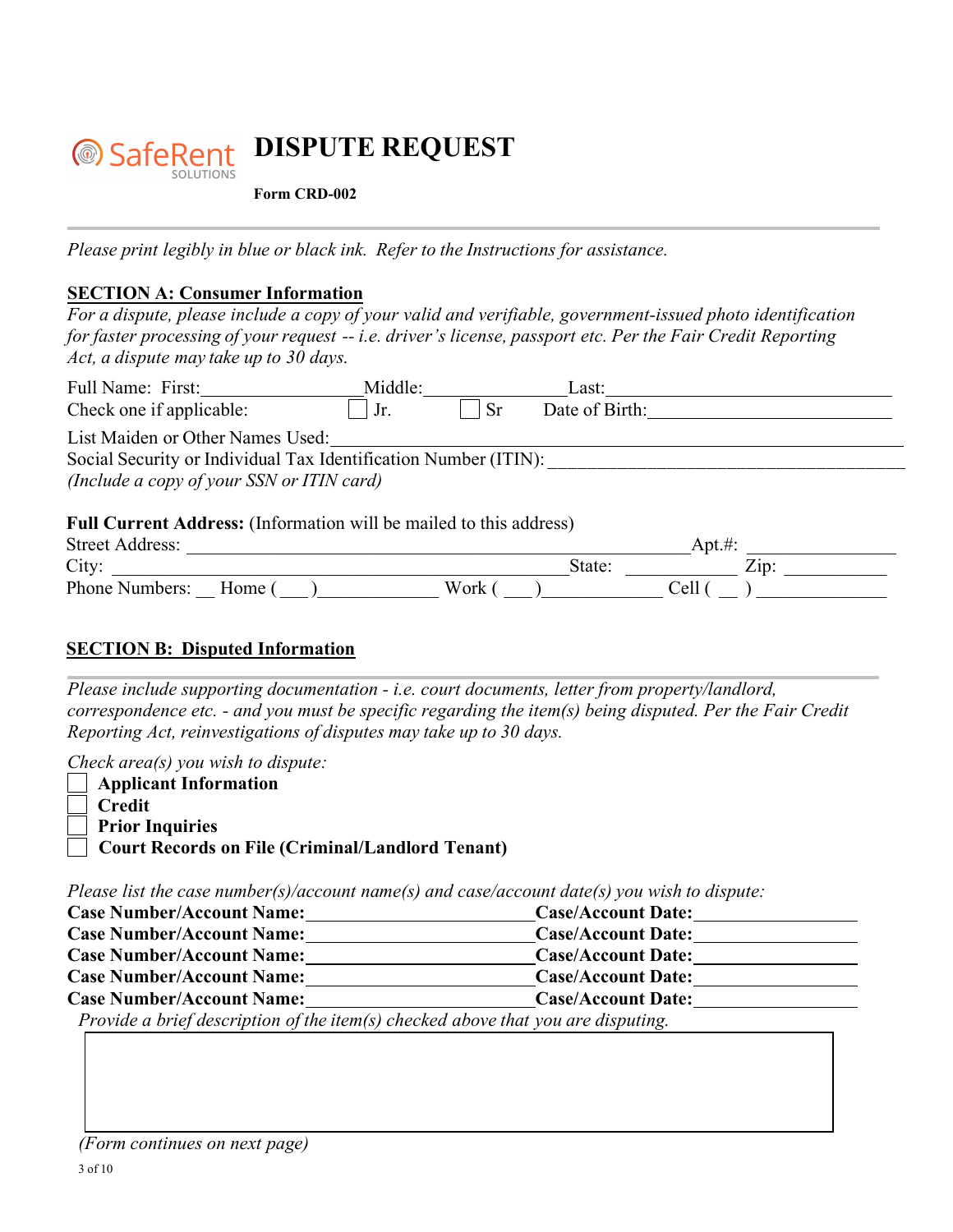SafeRent SOLUTIONS

# DISPUTE REQUEST

**Form CRD-002**

---

*Please print legibly in blue or black ink. Refer to the Instructions for assistance.*

## SECTION A: Consumer Information

*For a dispute, please include a copy of your valid and verifiable, government-issued photo identification for faster processing of your request -- i.e. driver's license, passport etc. Per the Fair Credit Reporting Act, a dispute may take up to 30 days.*

Full Name: First:________________ Middle:______________ Last:______________________________

Check one if applicable: ☐ Jr. ☐ Sr Date of Birth:_________________________

List Maiden or Other Names Used:_________________________________________________

Social Security or Individual Tax Identification Number (ITIN): ______________________________

*(Include a copy of your SSN or ITIN card)*

**Full Current Address:** (Information will be mailed to this address)

Street Address: _______________________________________________ Apt.#: ______________

City: ______________________________________________ State: ___________ Zip: __________

Phone Numbers: __ Home ( ___ )____________ Work ( ___ )____________ Cell ( __ ) ____________

## SECTION B: Disputed Information

---

*Please include supporting documentation - i.e. court documents, letter from property/landlord, correspondence etc. - and you must be specific regarding the item(s) being disputed. Per the Fair Credit Reporting Act, reinvestigations of disputes may take up to 30 days.*

*Check area(s) you wish to dispute:*

- ☐ **Applicant Information**
- ☐ **Credit**
- ☐ **Prior Inquiries**
- ☐ **Court Records on File (Criminal/Landlord Tenant)**

*Please list the case number(s)/account name(s) and case/account date(s) you wish to dispute:*

**Case Number/Account Name:**________________________ **Case/Account Date:**________________

**Case Number/Account Name:**________________________ **Case/Account Date:**________________

**Case Number/Account Name:**________________________ **Case/Account Date:**________________

**Case Number/Account Name:**________________________ **Case/Account Date:**________________

**Case Number/Account Name:**________________________ **Case/Account Date:**________________

*Provide a brief description of the item(s) checked above that you are disputing.*

| |
|---|
| |

*(Form continues on next page)*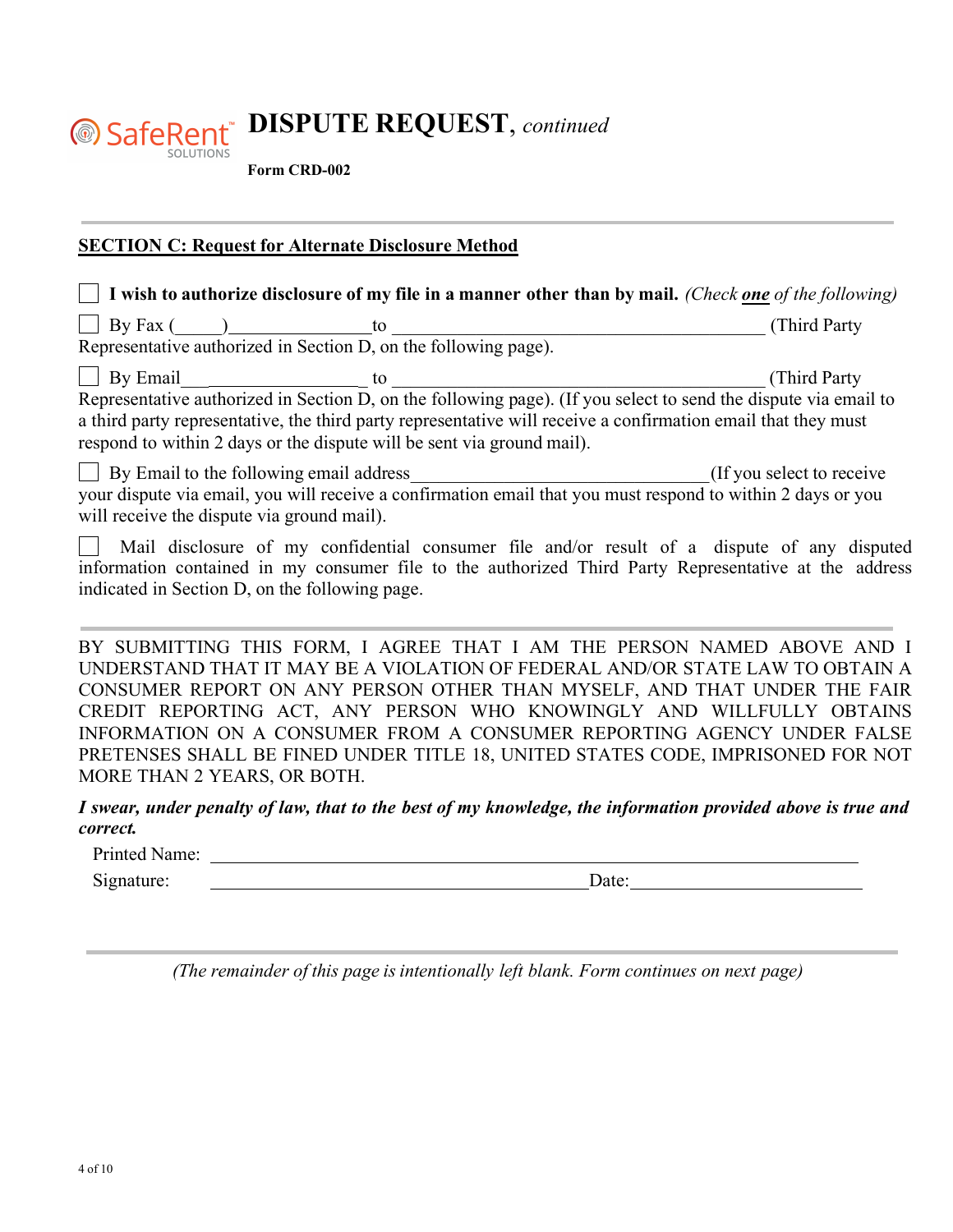# DISPUTE REQUEST, *continued*

**Form CRD-002**

---

## SECTION C: Request for Alternate Disclosure Method

☐ **I wish to authorize disclosure of my file in a manner other than by mail.** *(Check* ***one*** *of the following)*

☐ By Fax (\_\_\_\_\_)\_\_\_\_\_\_\_\_\_\_\_\_\_\_\_\_ to \_\_\_\_\_\_\_\_\_\_\_\_\_\_\_\_\_\_\_\_\_\_\_\_\_\_\_\_\_\_\_\_\_\_\_\_\_\_\_\_\_\_ (Third Party Representative authorized in Section D, on the following page).

☐ By Email\_\_\_\_\_\_\_\_\_\_\_\_\_\_\_\_\_\_\_\_\_\_ to \_\_\_\_\_\_\_\_\_\_\_\_\_\_\_\_\_\_\_\_\_\_\_\_\_\_\_\_\_\_\_\_\_\_\_\_\_\_\_\_\_\_ (Third Party Representative authorized in Section D, on the following page). (If you select to send the dispute via email to a third party representative, the third party representative will receive a confirmation email that they must respond to within 2 days or the dispute will be sent via ground mail).

☐ By Email to the following email address\_\_\_\_\_\_\_\_\_\_\_\_\_\_\_\_\_\_\_\_\_\_\_\_\_\_\_\_\_\_\_\_\_(If you select to receive your dispute via email, you will receive a confirmation email that you must respond to within 2 days or you will receive the dispute via ground mail).

☐ Mail disclosure of my confidential consumer file and/or result of a dispute of any disputed information contained in my consumer file to the authorized Third Party Representative at the address indicated in Section D, on the following page.

---

BY SUBMITTING THIS FORM, I AGREE THAT I AM THE PERSON NAMED ABOVE AND I UNDERSTAND THAT IT MAY BE A VIOLATION OF FEDERAL AND/OR STATE LAW TO OBTAIN A CONSUMER REPORT ON ANY PERSON OTHER THAN MYSELF, AND THAT UNDER THE FAIR CREDIT REPORTING ACT, ANY PERSON WHO KNOWINGLY AND WILLFULLY OBTAINS INFORMATION ON A CONSUMER FROM A CONSUMER REPORTING AGENCY UNDER FALSE PRETENSES SHALL BE FINED UNDER TITLE 18, UNITED STATES CODE, IMPRISONED FOR NOT MORE THAN 2 YEARS, OR BOTH.

***I swear, under penalty of law, that to the best of my knowledge, the information provided above is true and correct.***

Printed Name: \_\_\_\_\_\_\_\_\_\_\_\_\_\_\_\_\_\_\_\_\_\_\_\_\_\_\_\_\_\_\_\_\_\_\_\_\_\_\_\_\_\_\_\_\_\_\_\_\_\_\_\_\_\_

Signature: \_\_\_\_\_\_\_\_\_\_\_\_\_\_\_\_\_\_\_\_\_\_\_\_\_\_\_\_\_\_\_\_\_\_\_\_ Date: \_\_\_\_\_\_\_\_\_\_\_\_\_\_\_\_\_\_\_\_

---

*(The remainder of this page is intentionally left blank. Form continues on next page)*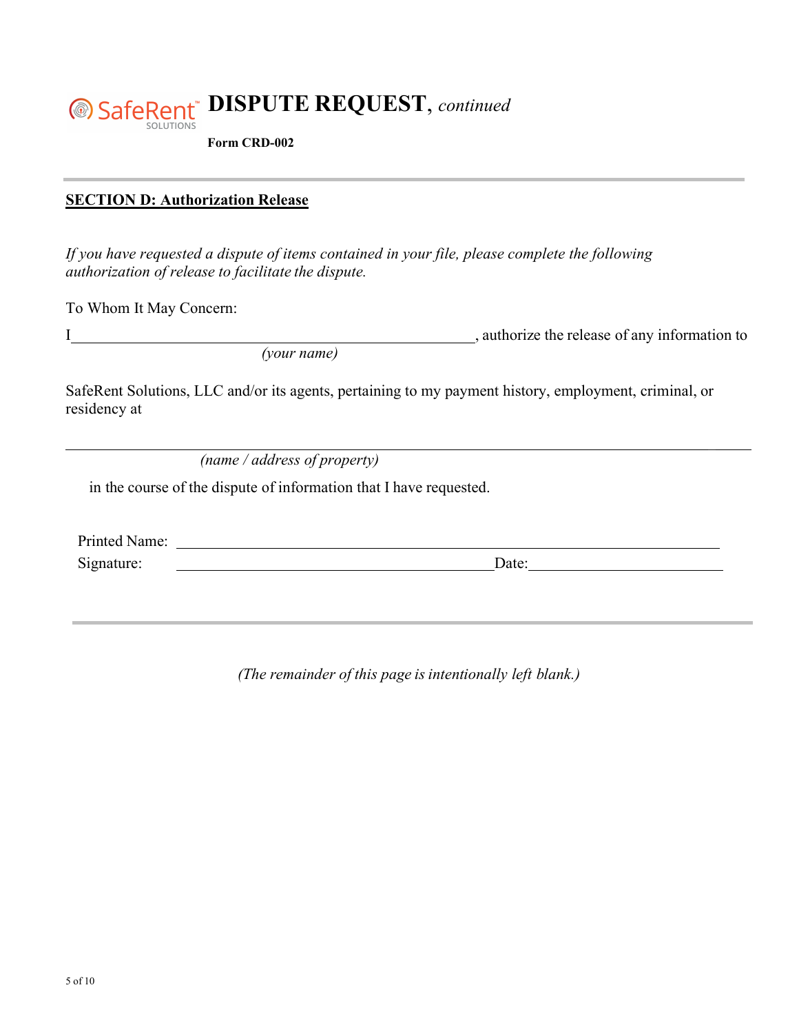# SafeRent SOLUTIONS **DISPUTE REQUEST**, *continued*

**Form CRD-002**

---

**SECTION D: Authorization Release**

*If you have requested a dispute of items contained in your file, please complete the following authorization of release to facilitate the dispute.*

To Whom It May Concern:

I________________________________________________, authorize the release of any information to
*(your name)*

SafeRent Solutions, LLC and/or its agents, pertaining to my payment history, employment, criminal, or residency at

_____________________________________________________________________________
*(name / address of property)*

in the course of the dispute of information that I have requested.

Printed Name: _______________________________________________

Signature: ___________________________________ Date: ____________________

---

*(The remainder of this page is intentionally left blank.)*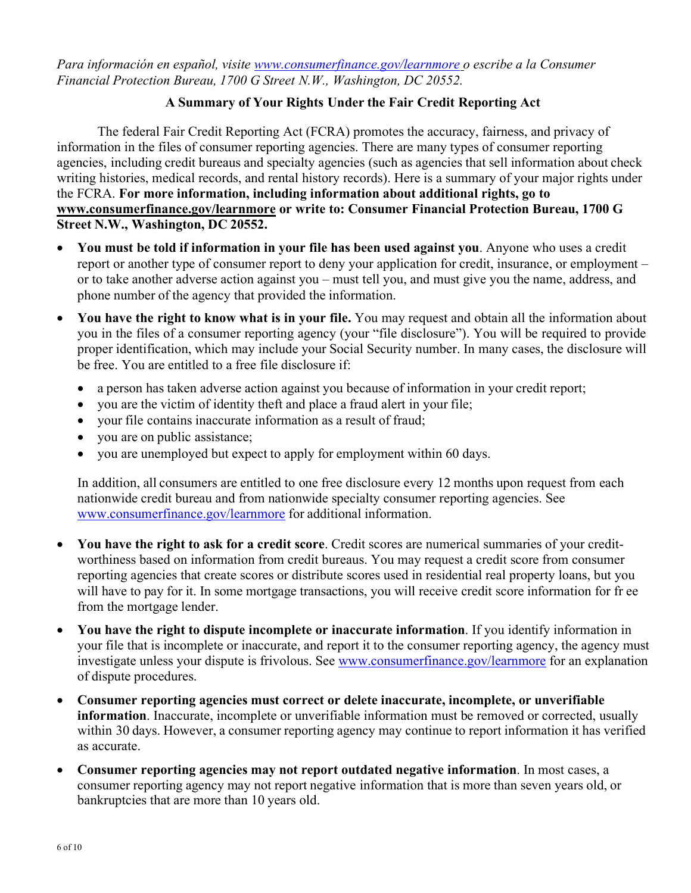*Para información en español, visite www.consumerfinance.gov/learnmore o escribe a la Consumer Financial Protection Bureau, 1700 G Street N.W., Washington, DC 20552.*

## A Summary of Your Rights Under the Fair Credit Reporting Act

The federal Fair Credit Reporting Act (FCRA) promotes the accuracy, fairness, and privacy of information in the files of consumer reporting agencies. There are many types of consumer reporting agencies, including credit bureaus and specialty agencies (such as agencies that sell information about check writing histories, medical records, and rental history records). Here is a summary of your major rights under the FCRA. **For more information, including information about additional rights, go to www.consumerfinance.gov/learnmore or write to: Consumer Financial Protection Bureau, 1700 G Street N.W., Washington, DC 20552.**

- **You must be told if information in your file has been used against you**. Anyone who uses a credit report or another type of consumer report to deny your application for credit, insurance, or employment – or to take another adverse action against you – must tell you, and must give you the name, address, and phone number of the agency that provided the information.
- **You have the right to know what is in your file.** You may request and obtain all the information about you in the files of a consumer reporting agency (your "file disclosure"). You will be required to provide proper identification, which may include your Social Security number. In many cases, the disclosure will be free. You are entitled to a free file disclosure if:
  - a person has taken adverse action against you because of information in your credit report;
  - you are the victim of identity theft and place a fraud alert in your file;
  - your file contains inaccurate information as a result of fraud;
  - you are on public assistance;
  - you are unemployed but expect to apply for employment within 60 days.

  In addition, all consumers are entitled to one free disclosure every 12 months upon request from each nationwide credit bureau and from nationwide specialty consumer reporting agencies. See www.consumerfinance.gov/learnmore for additional information.
- **You have the right to ask for a credit score**. Credit scores are numerical summaries of your credit-worthiness based on information from credit bureaus. You may request a credit score from consumer reporting agencies that create scores or distribute scores used in residential real property loans, but you will have to pay for it. In some mortgage transactions, you will receive credit score information for fr ee from the mortgage lender.
- **You have the right to dispute incomplete or inaccurate information**. If you identify information in your file that is incomplete or inaccurate, and report it to the consumer reporting agency, the agency must investigate unless your dispute is frivolous. See www.consumerfinance.gov/learnmore for an explanation of dispute procedures.
- **Consumer reporting agencies must correct or delete inaccurate, incomplete, or unverifiable information**. Inaccurate, incomplete or unverifiable information must be removed or corrected, usually within 30 days. However, a consumer reporting agency may continue to report information it has verified as accurate.
- **Consumer reporting agencies may not report outdated negative information**. In most cases, a consumer reporting agency may not report negative information that is more than seven years old, or bankruptcies that are more than 10 years old.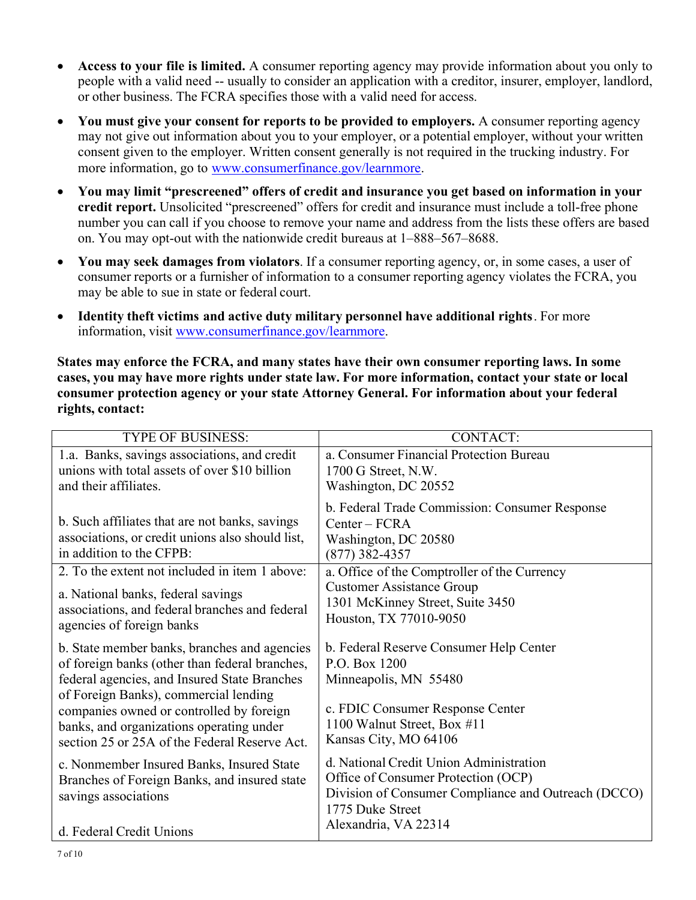- **Access to your file is limited.** A consumer reporting agency may provide information about you only to people with a valid need -- usually to consider an application with a creditor, insurer, employer, landlord, or other business. The FCRA specifies those with a valid need for access.
- **You must give your consent for reports to be provided to employers.** A consumer reporting agency may not give out information about you to your employer, or a potential employer, without your written consent given to the employer. Written consent generally is not required in the trucking industry. For more information, go to www.consumerfinance.gov/learnmore.
- **You may limit "prescreened" offers of credit and insurance you get based on information in your credit report.** Unsolicited "prescreened" offers for credit and insurance must include a toll-free phone number you can call if you choose to remove your name and address from the lists these offers are based on. You may opt-out with the nationwide credit bureaus at 1–888–567–8688.
- **You may seek damages from violators**. If a consumer reporting agency, or, in some cases, a user of consumer reports or a furnisher of information to a consumer reporting agency violates the FCRA, you may be able to sue in state or federal court.
- **Identity theft victims and active duty military personnel have additional rights**. For more information, visit www.consumerfinance.gov/learnmore.

**States may enforce the FCRA, and many states have their own consumer reporting laws. In some cases, you may have more rights under state law. For more information, contact your state or local consumer protection agency or your state Attorney General. For information about your federal rights, contact:**

| TYPE OF BUSINESS: | CONTACT: |
|---|---|
| 1.a. Banks, savings associations, and credit unions with total assets of over $10 billion and their affiliates.<br><br>b. Such affiliates that are not banks, savings associations, or credit unions also should list, in addition to the CFPB: | a. Consumer Financial Protection Bureau<br>1700 G Street, N.W.<br>Washington, DC 20552<br><br>b. Federal Trade Commission: Consumer Response Center – FCRA<br>Washington, DC 20580<br>(877) 382-4357 |
| 2. To the extent not included in item 1 above:<br><br>a. National banks, federal savings associations, and federal branches and federal agencies of foreign banks<br><br>b. State member banks, branches and agencies of foreign banks (other than federal branches, federal agencies, and Insured State Branches of Foreign Banks), commercial lending companies owned or controlled by foreign banks, and organizations operating under section 25 or 25A of the Federal Reserve Act.<br><br>c. Nonmember Insured Banks, Insured State Branches of Foreign Banks, and insured state savings associations<br><br>d. Federal Credit Unions | a. Office of the Comptroller of the Currency<br>Customer Assistance Group<br>1301 McKinney Street, Suite 3450<br>Houston, TX 77010-9050<br><br>b. Federal Reserve Consumer Help Center<br>P.O. Box 1200<br>Minneapolis, MN 55480<br><br>c. FDIC Consumer Response Center<br>1100 Walnut Street, Box #11<br>Kansas City, MO 64106<br><br>d. National Credit Union Administration<br>Office of Consumer Protection (OCP)<br>Division of Consumer Compliance and Outreach (DCCO)<br>1775 Duke Street<br>Alexandria, VA 22314 |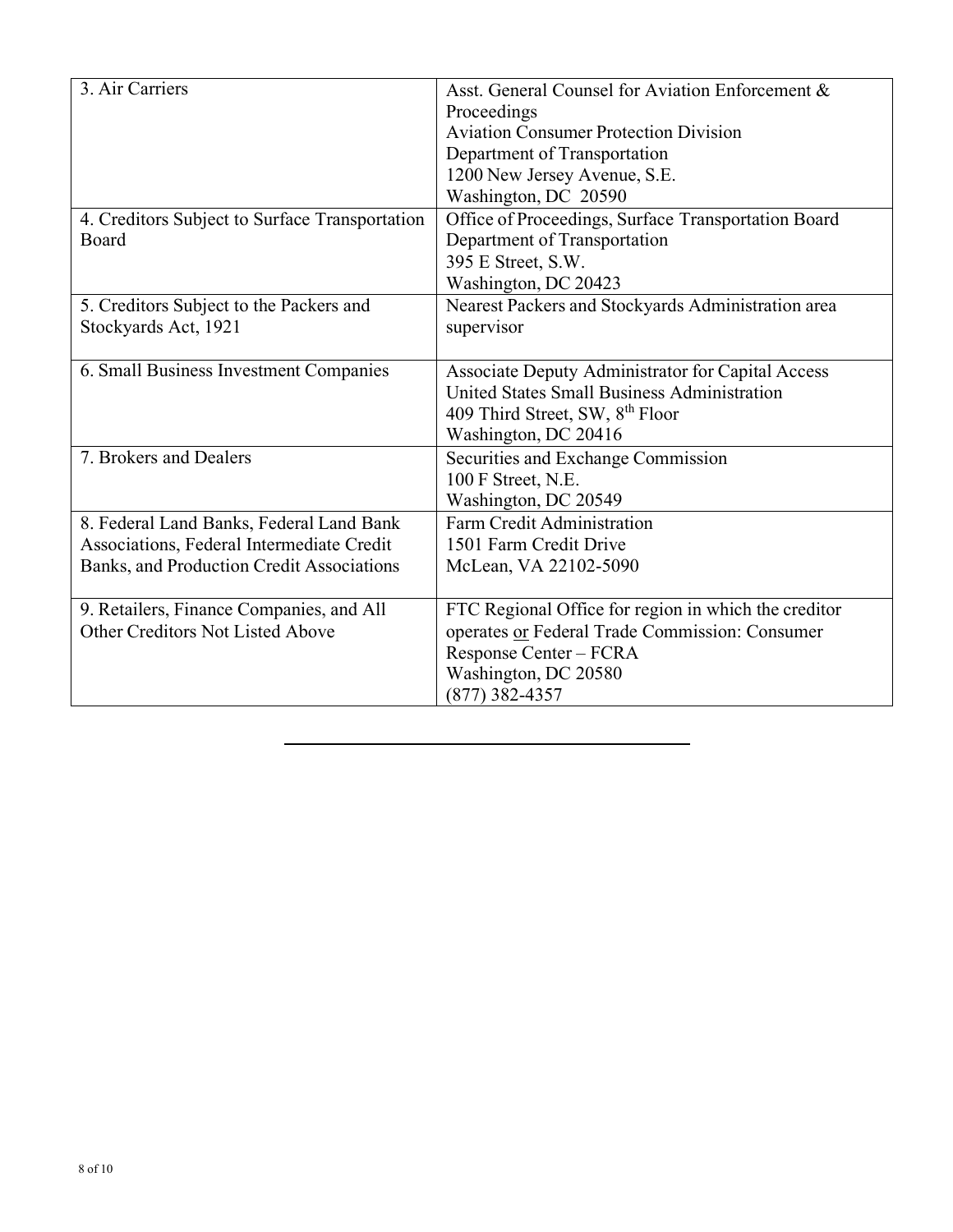| | |
|---|---|
| 3. Air Carriers | Asst. General Counsel for Aviation Enforcement & Proceedings<br>Aviation Consumer Protection Division<br>Department of Transportation<br>1200 New Jersey Avenue, S.E.<br>Washington, DC 20590 |
| 4. Creditors Subject to Surface Transportation Board | Office of Proceedings, Surface Transportation Board<br>Department of Transportation<br>395 E Street, S.W.<br>Washington, DC 20423 |
| 5. Creditors Subject to the Packers and Stockyards Act, 1921 | Nearest Packers and Stockyards Administration area supervisor |
| 6. Small Business Investment Companies | Associate Deputy Administrator for Capital Access<br>United States Small Business Administration<br>409 Third Street, SW, 8th Floor<br>Washington, DC 20416 |
| 7. Brokers and Dealers | Securities and Exchange Commission<br>100 F Street, N.E.<br>Washington, DC 20549 |
| 8. Federal Land Banks, Federal Land Bank Associations, Federal Intermediate Credit Banks, and Production Credit Associations | Farm Credit Administration<br>1501 Farm Credit Drive<br>McLean, VA 22102-5090 |
| 9. Retailers, Finance Companies, and All Other Creditors Not Listed Above | FTC Regional Office for region in which the creditor operates <u>or</u> Federal Trade Commission: Consumer Response Center – FCRA<br>Washington, DC 20580<br>(877) 382-4357 |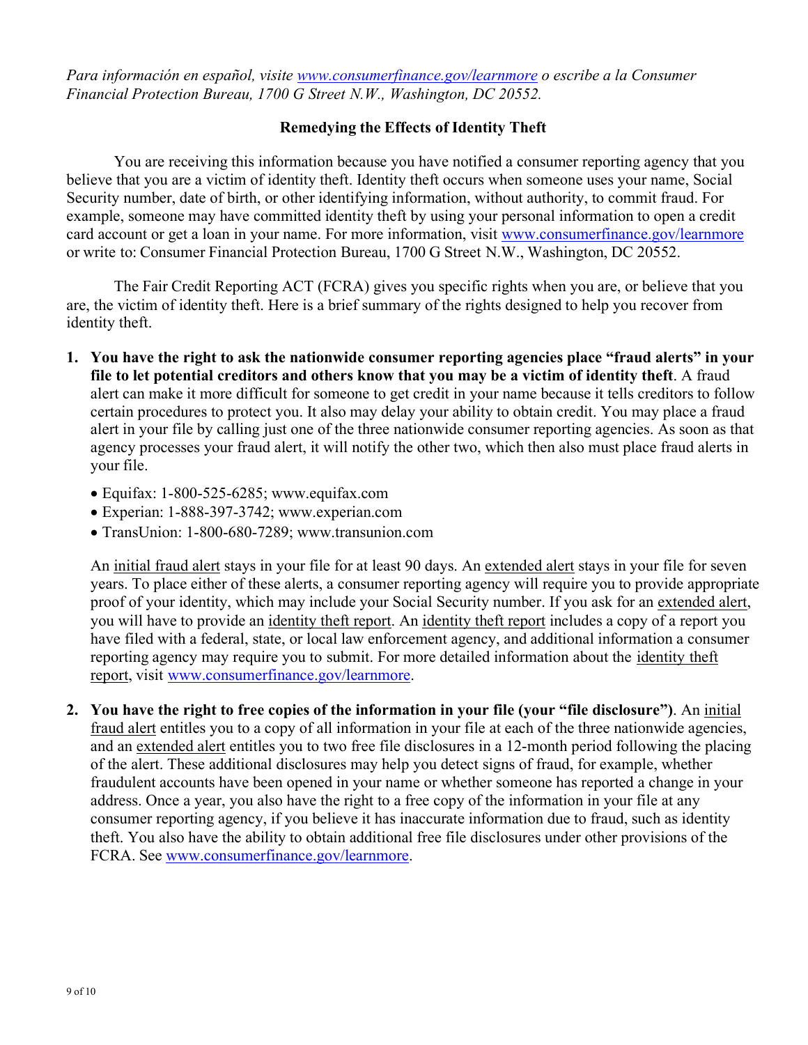*Para información en español, visite [www.consumerfinance.gov/learnmore](www.consumerfinance.gov/learnmore) o escribe a la Consumer Financial Protection Bureau, 1700 G Street N.W., Washington, DC 20552.*

## Remedying the Effects of Identity Theft

You are receiving this information because you have notified a consumer reporting agency that you believe that you are a victim of identity theft. Identity theft occurs when someone uses your name, Social Security number, date of birth, or other identifying information, without authority, to commit fraud. For example, someone may have committed identity theft by using your personal information to open a credit card account or get a loan in your name. For more information, visit [www.consumerfinance.gov/learnmore](www.consumerfinance.gov/learnmore) or write to: Consumer Financial Protection Bureau, 1700 G Street N.W., Washington, DC 20552.

The Fair Credit Reporting ACT (FCRA) gives you specific rights when you are, or believe that you are, the victim of identity theft. Here is a brief summary of the rights designed to help you recover from identity theft.

1. **You have the right to ask the nationwide consumer reporting agencies place "fraud alerts" in your file to let potential creditors and others know that you may be a victim of identity theft**. A fraud alert can make it more difficult for someone to get credit in your name because it tells creditors to follow certain procedures to protect you. It also may delay your ability to obtain credit. You may place a fraud alert in your file by calling just one of the three nationwide consumer reporting agencies. As soon as that agency processes your fraud alert, it will notify the other two, which then also must place fraud alerts in your file.

   - Equifax: 1-800-525-6285; www.equifax.com
   - Experian: 1-888-397-3742; www.experian.com
   - TransUnion: 1-800-680-7289; www.transunion.com

   An initial fraud alert stays in your file for at least 90 days. An extended alert stays in your file for seven years. To place either of these alerts, a consumer reporting agency will require you to provide appropriate proof of your identity, which may include your Social Security number. If you ask for an extended alert, you will have to provide an identity theft report. An identity theft report includes a copy of a report you have filed with a federal, state, or local law enforcement agency, and additional information a consumer reporting agency may require you to submit. For more detailed information about the identity theft report, visit [www.consumerfinance.gov/learnmore](www.consumerfinance.gov/learnmore).

2. **You have the right to free copies of the information in your file (your "file disclosure")**. An initial fraud alert entitles you to a copy of all information in your file at each of the three nationwide agencies, and an extended alert entitles you to two free file disclosures in a 12-month period following the placing of the alert. These additional disclosures may help you detect signs of fraud, for example, whether fraudulent accounts have been opened in your name or whether someone has reported a change in your address. Once a year, you also have the right to a free copy of the information in your file at any consumer reporting agency, if you believe it has inaccurate information due to fraud, such as identity theft. You also have the ability to obtain additional free file disclosures under other provisions of the FCRA. See [www.consumerfinance.gov/learnmore](www.consumerfinance.gov/learnmore).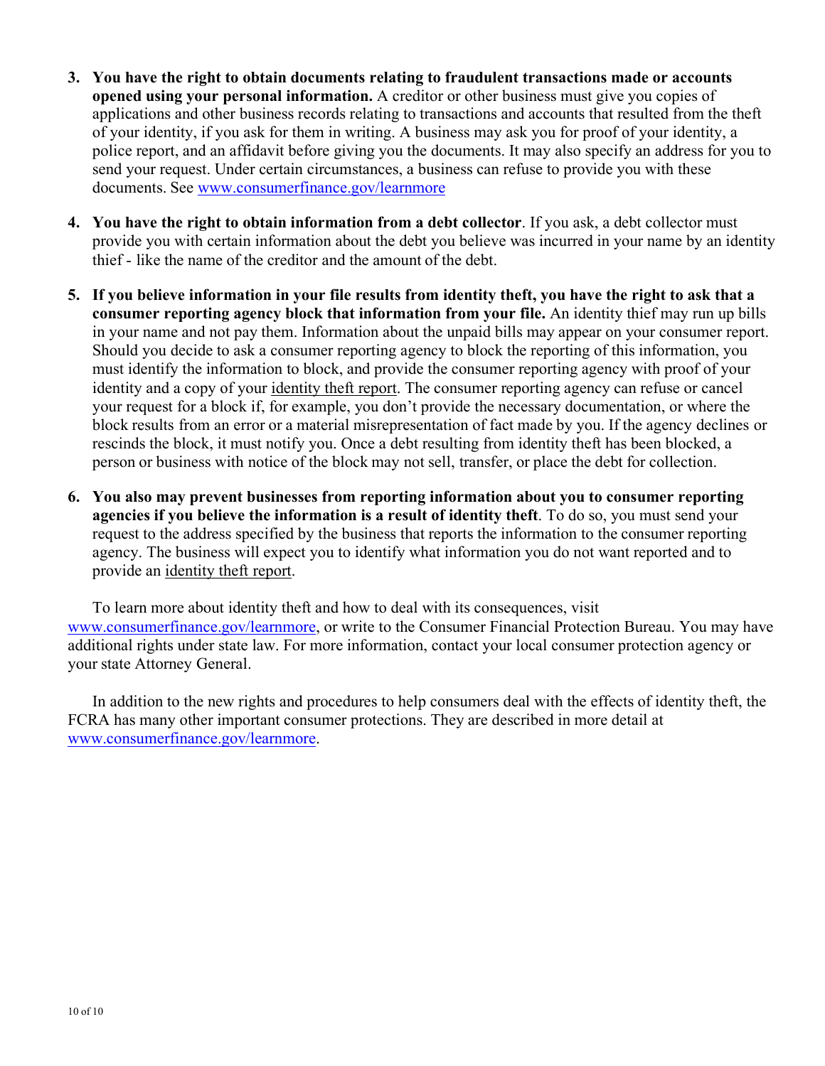3. **You have the right to obtain documents relating to fraudulent transactions made or accounts opened using your personal information.** A creditor or other business must give you copies of applications and other business records relating to transactions and accounts that resulted from the theft of your identity, if you ask for them in writing. A business may ask you for proof of your identity, a police report, and an affidavit before giving you the documents. It may also specify an address for you to send your request. Under certain circumstances, a business can refuse to provide you with these documents. See www.consumerfinance.gov/learnmore

4. **You have the right to obtain information from a debt collector**. If you ask, a debt collector must provide you with certain information about the debt you believe was incurred in your name by an identity thief - like the name of the creditor and the amount of the debt.

5. **If you believe information in your file results from identity theft, you have the right to ask that a consumer reporting agency block that information from your file.** An identity thief may run up bills in your name and not pay them. Information about the unpaid bills may appear on your consumer report. Should you decide to ask a consumer reporting agency to block the reporting of this information, you must identify the information to block, and provide the consumer reporting agency with proof of your identity and a copy of your identity theft report. The consumer reporting agency can refuse or cancel your request for a block if, for example, you don't provide the necessary documentation, or where the block results from an error or a material misrepresentation of fact made by you. If the agency declines or rescinds the block, it must notify you. Once a debt resulting from identity theft has been blocked, a person or business with notice of the block may not sell, transfer, or place the debt for collection.

6. **You also may prevent businesses from reporting information about you to consumer reporting agencies if you believe the information is a result of identity theft**. To do so, you must send your request to the address specified by the business that reports the information to the consumer reporting agency. The business will expect you to identify what information you do not want reported and to provide an identity theft report.

To learn more about identity theft and how to deal with its consequences, visit www.consumerfinance.gov/learnmore, or write to the Consumer Financial Protection Bureau. You may have additional rights under state law. For more information, contact your local consumer protection agency or your state Attorney General.

In addition to the new rights and procedures to help consumers deal with the effects of identity theft, the FCRA has many other important consumer protections. They are described in more detail at www.consumerfinance.gov/learnmore.